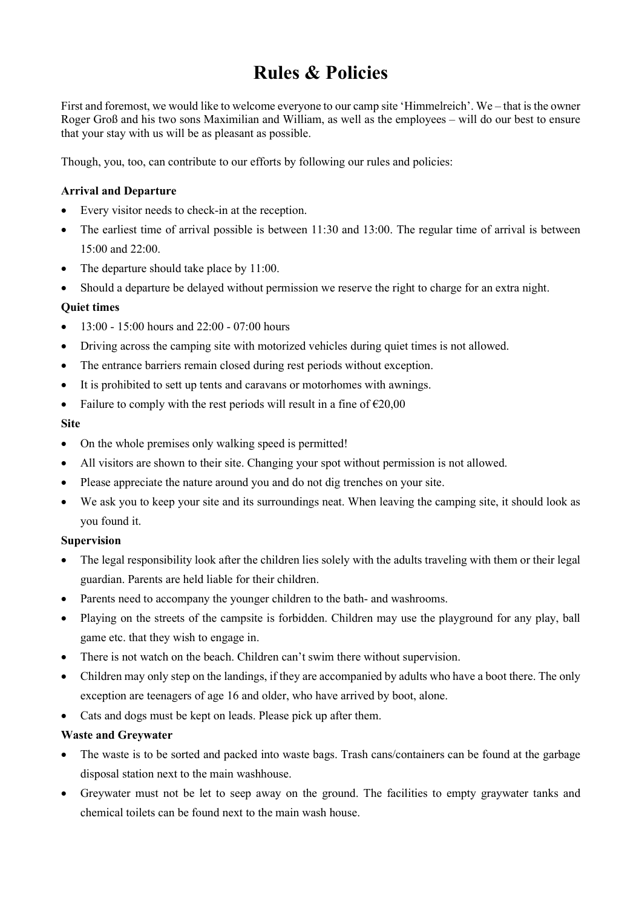# Rules & Policies

First and foremost, we would like to welcome everyone to our camp site 'Himmelreich'. We – that is the owner Roger Groß and his two sons Maximilian and William, as well as the employees – will do our best to ensure that your stay with us will be as pleasant as possible.

Though, you, too, can contribute to our efforts by following our rules and policies:

**Arrival and Departure**

- Every visitor needs to check-in at the reception.
- The earliest time of arrival possible is between 11:30 and 13:00. The regular time of arrival is between 15:00 and 22:00.
- The departure should take place by 11:00.
- Should a departure be delayed without permission we reserve the right to charge for an extra night.

**Quiet times**

- 13:00 - 15:00 hours and 22:00 - 07:00 hours
- Driving across the camping site with motorized vehicles during quiet times is not allowed.
- The entrance barriers remain closed during rest periods without exception.
- It is prohibited to sett up tents and caravans or motorhomes with awnings.
- Failure to comply with the rest periods will result in a fine of €20,00

**Site**

- On the whole premises only walking speed is permitted!
- All visitors are shown to their site. Changing your spot without permission is not allowed.
- Please appreciate the nature around you and do not dig trenches on your site.
- We ask you to keep your site and its surroundings neat. When leaving the camping site, it should look as you found it.

**Supervision**

- The legal responsibility look after the children lies solely with the adults traveling with them or their legal guardian. Parents are held liable for their children.
- Parents need to accompany the younger children to the bath- and washrooms.
- Playing on the streets of the campsite is forbidden. Children may use the playground for any play, ball game etc. that they wish to engage in.
- There is not watch on the beach. Children can't swim there without supervision.
- Children may only step on the landings, if they are accompanied by adults who have a boot there. The only exception are teenagers of age 16 and older, who have arrived by boot, alone.
- Cats and dogs must be kept on leads. Please pick up after them.

**Waste and Greywater**

- The waste is to be sorted and packed into waste bags. Trash cans/containers can be found at the garbage disposal station next to the main washhouse.
- Greywater must not be let to seep away on the ground. The facilities to empty graywater tanks and chemical toilets can be found next to the main wash house.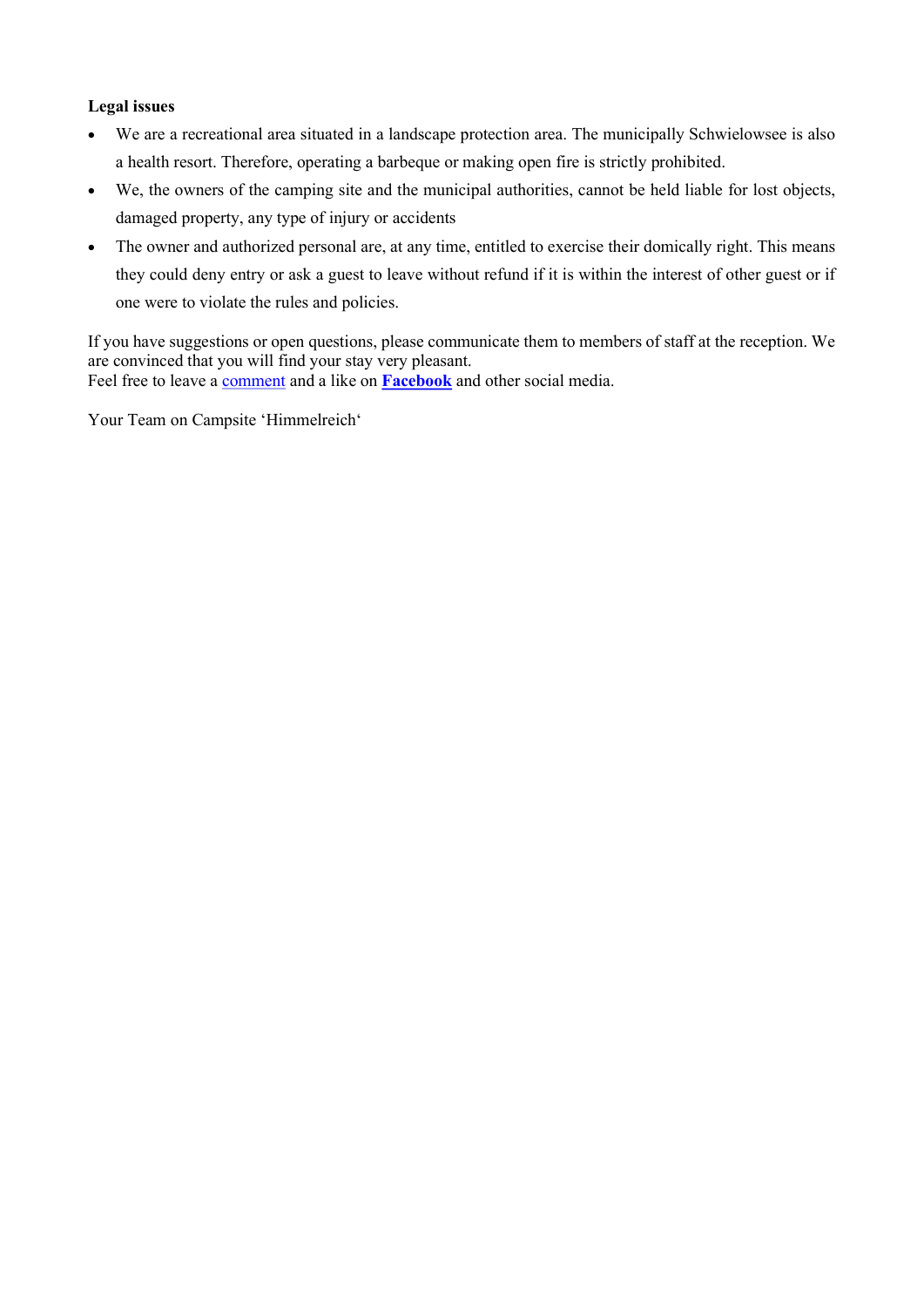**Legal issues**

- We are a recreational area situated in a landscape protection area. The municipally Schwielowsee is also a health resort. Therefore, operating a barbeque or making open fire is strictly prohibited.
- We, the owners of the camping site and the municipal authorities, cannot be held liable for lost objects, damaged property, any type of injury or accidents
- The owner and authorized personal are, at any time, entitled to exercise their domically right. This means they could deny entry or ask a guest to leave without refund if it is within the interest of other guest or if one were to violate the rules and policies.

If you have suggestions or open questions, please communicate them to members of staff at the reception. We are convinced that you will find your stay very pleasant.
Feel free to leave a comment and a like on **Facebook** and other social media.

Your Team on Campsite 'Himmelreich'